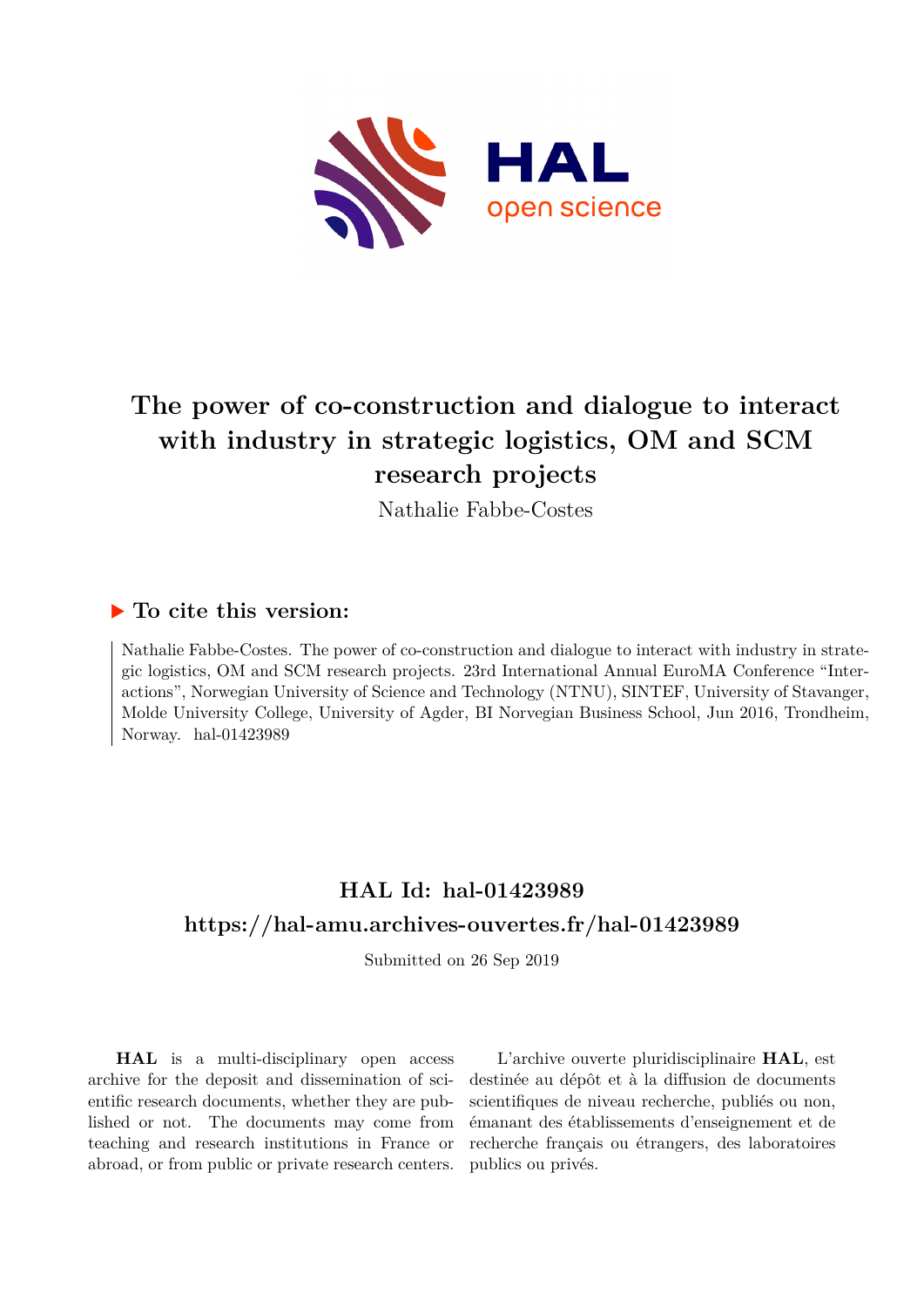# The power of co-construction and dialogue to interact with industry in strategic logistics, OM and SCM research projects

Nathalie Fabbe-Costes

## ▶ To cite this version:

Nathalie Fabbe-Costes. The power of co-construction and dialogue to interact with industry in strategic logistics, OM and SCM research projects. 23rd International Annual EuroMA Conference "Interactions", Norwegian University of Science and Technology (NTNU), SINTEF, University of Stavanger, Molde University College, University of Agder, BI Norvegian Business School, Jun 2016, Trondheim, Norway. hal-01423989

## HAL Id: hal-01423989

## https://hal-amu.archives-ouvertes.fr/hal-01423989

Submitted on 26 Sep 2019

**HAL** is a multi-disciplinary open access archive for the deposit and dissemination of scientific research documents, whether they are published or not. The documents may come from teaching and research institutions in France or abroad, or from public or private research centers.

L'archive ouverte pluridisciplinaire **HAL**, est destinée au dépôt et à la diffusion de documents scientifiques de niveau recherche, publiés ou non, émanant des établissements d'enseignement et de recherche français ou étrangers, des laboratoires publics ou privés.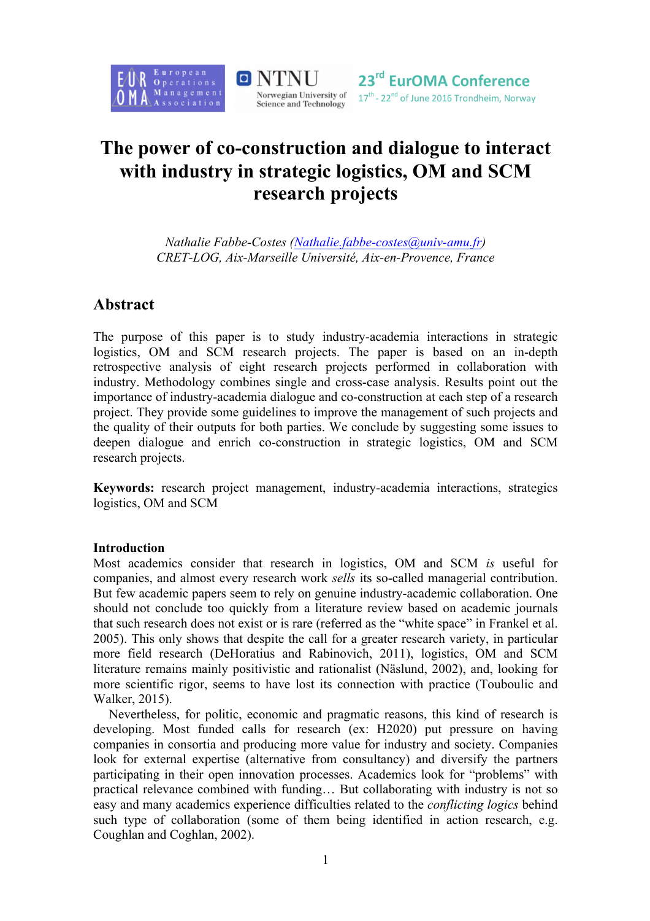# The power of co-construction and dialogue to interact with industry in strategic logistics, OM and SCM research projects

*Nathalie Fabbe-Costes (Nathalie.fabbe-costes@univ-amu.fr)*
*CRET-LOG, Aix-Marseille Université, Aix-en-Provence, France*

## Abstract

The purpose of this paper is to study industry-academia interactions in strategic logistics, OM and SCM research projects. The paper is based on an in-depth retrospective analysis of eight research projects performed in collaboration with industry. Methodology combines single and cross-case analysis. Results point out the importance of industry-academia dialogue and co-construction at each step of a research project. They provide some guidelines to improve the management of such projects and the quality of their outputs for both parties. We conclude by suggesting some issues to deepen dialogue and enrich co-construction in strategic logistics, OM and SCM research projects.

**Keywords:** research project management, industry-academia interactions, strategics logistics, OM and SCM

**Introduction**

Most academics consider that research in logistics, OM and SCM *is* useful for companies, and almost every research work *sells* its so-called managerial contribution. But few academic papers seem to rely on genuine industry-academic collaboration. One should not conclude too quickly from a literature review based on academic journals that such research does not exist or is rare (referred as the "white space" in Frankel et al. 2005). This only shows that despite the call for a greater research variety, in particular more field research (DeHoratius and Rabinovich, 2011), logistics, OM and SCM literature remains mainly positivistic and rationalist (Näslund, 2002), and, looking for more scientific rigor, seems to have lost its connection with practice (Touboulic and Walker, 2015).

Nevertheless, for politic, economic and pragmatic reasons, this kind of research is developing. Most funded calls for research (ex: H2020) put pressure on having companies in consortia and producing more value for industry and society. Companies look for external expertise (alternative from consultancy) and diversify the partners participating in their open innovation processes. Academics look for "problems" with practical relevance combined with funding… But collaborating with industry is not so easy and many academics experience difficulties related to the *conflicting logics* behind such type of collaboration (some of them being identified in action research, e.g. Coughlan and Coghlan, 2002).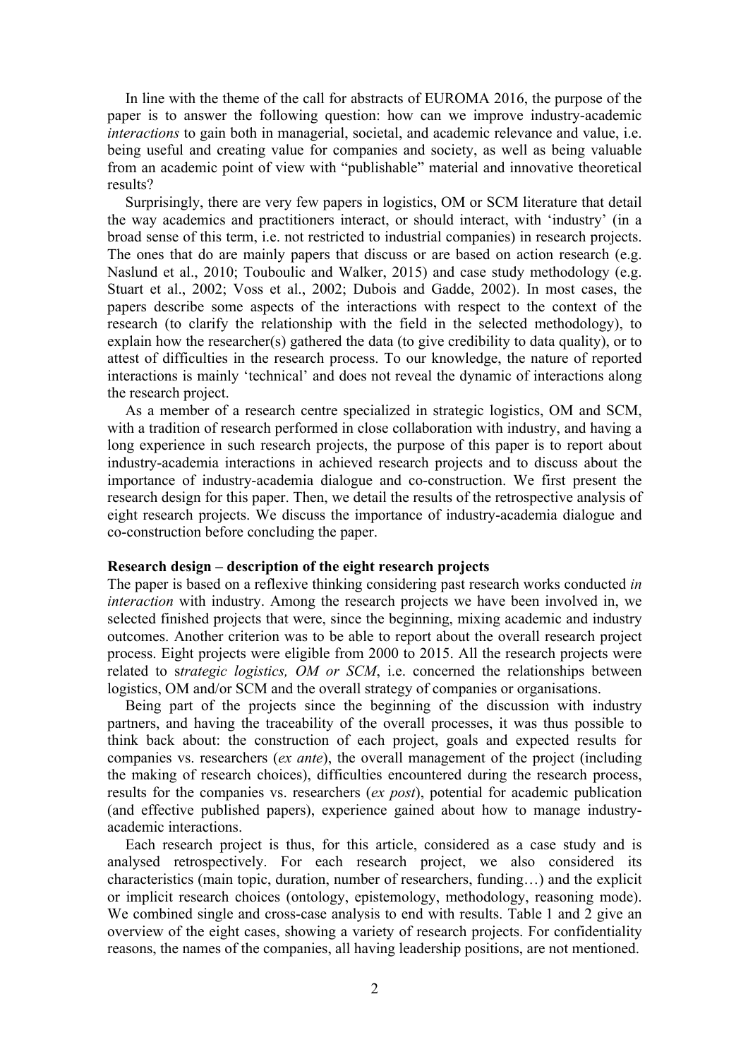In line with the theme of the call for abstracts of EUROMA 2016, the purpose of the paper is to answer the following question: how can we improve industry-academic *interactions* to gain both in managerial, societal, and academic relevance and value, i.e. being useful and creating value for companies and society, as well as being valuable from an academic point of view with "publishable" material and innovative theoretical results?

Surprisingly, there are very few papers in logistics, OM or SCM literature that detail the way academics and practitioners interact, or should interact, with 'industry' (in a broad sense of this term, i.e. not restricted to industrial companies) in research projects. The ones that do are mainly papers that discuss or are based on action research (e.g. Naslund et al., 2010; Touboulic and Walker, 2015) and case study methodology (e.g. Stuart et al., 2002; Voss et al., 2002; Dubois and Gadde, 2002). In most cases, the papers describe some aspects of the interactions with respect to the context of the research (to clarify the relationship with the field in the selected methodology), to explain how the researcher(s) gathered the data (to give credibility to data quality), or to attest of difficulties in the research process. To our knowledge, the nature of reported interactions is mainly 'technical' and does not reveal the dynamic of interactions along the research project.

As a member of a research centre specialized in strategic logistics, OM and SCM, with a tradition of research performed in close collaboration with industry, and having a long experience in such research projects, the purpose of this paper is to report about industry-academia interactions in achieved research projects and to discuss about the importance of industry-academia dialogue and co-construction. We first present the research design for this paper. Then, we detail the results of the retrospective analysis of eight research projects. We discuss the importance of industry-academia dialogue and co-construction before concluding the paper.

**Research design – description of the eight research projects**

The paper is based on a reflexive thinking considering past research works conducted *in interaction* with industry. Among the research projects we have been involved in, we selected finished projects that were, since the beginning, mixing academic and industry outcomes. Another criterion was to be able to report about the overall research project process. Eight projects were eligible from 2000 to 2015. All the research projects were related to s*trategic logistics, OM or SCM*, i.e. concerned the relationships between logistics, OM and/or SCM and the overall strategy of companies or organisations.

Being part of the projects since the beginning of the discussion with industry partners, and having the traceability of the overall processes, it was thus possible to think back about: the construction of each project, goals and expected results for companies vs. researchers (*ex ante*), the overall management of the project (including the making of research choices), difficulties encountered during the research process, results for the companies vs. researchers (*ex post*), potential for academic publication (and effective published papers), experience gained about how to manage industry-academic interactions.

Each research project is thus, for this article, considered as a case study and is analysed retrospectively. For each research project, we also considered its characteristics (main topic, duration, number of researchers, funding…) and the explicit or implicit research choices (ontology, epistemology, methodology, reasoning mode). We combined single and cross-case analysis to end with results. Table 1 and 2 give an overview of the eight cases, showing a variety of research projects. For confidentiality reasons, the names of the companies, all having leadership positions, are not mentioned.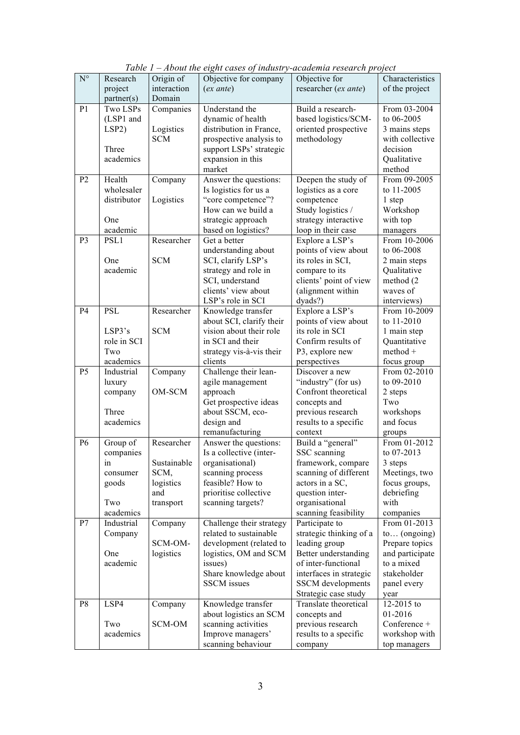*Table 1 – About the eight cases of industry-academia research project*

| N° | Research project partner(s) | Origin of interaction Domain | Objective for company (*ex ante*) | Objective for researcher (*ex ante*) | Characteristics of the project |
|---|---|---|---|---|---|
| P1 | Two LSPs (LSP1 and LSP2) Three academics | Companies Logistics SCM | Understand the dynamic of health distribution in France, prospective analysis to support LSPs' strategic expansion in this market | Build a research-based logistics/SCM-oriented prospective methodology | From 03-2004 to 06-2005 3 mains steps with collective decision Qualitative method |
| P2 | Health wholesaler distributor One academic | Company Logistics | Answer the questions: Is logistics for us a "core competence"? How can we build a strategic approach based on logistics? | Deepen the study of logistics as a core competence Study logistics / strategy interactive loop in their case | From 09-2005 to 11-2005 1 step Workshop with top managers |
| P3 | PSL1 One academic | Researcher SCM | Get a better understanding about SCI, clarify LSP's strategy and role in SCI, understand clients' view about LSP's role in SCI | Explore a LSP's points of view about its roles in SCI, compare to its clients' point of view (alignment within dyads?) | From 10-2006 to 06-2008 2 main steps Qualitative method (2 waves of interviews) |
| P4 | PSL LSP3's role in SCI Two academics | Researcher SCM | Knowledge transfer about SCI, clarify their vision about their role in SCI and their strategy vis-à-vis their clients | Explore a LSP's points of view about its role in SCI Confirm results of P3, explore new perspectives | From 10-2009 to 11-2010 1 main step Quantitative method + focus group |
| P5 | Industrial luxury company Three academics | Company OM-SCM | Challenge their lean-agile management approach Get prospective ideas about SSCM, eco-design and remanufacturing | Discover a new "industry" (for us) Confront theoretical concepts and previous research results to a specific context | From 02-2010 to 09-2010 2 steps Two workshops and focus groups |
| P6 | Group of companies in consumer goods Two academics | Researcher Sustainable SCM, logistics and transport | Answer the questions: Is a collective (inter-organisational) scanning process feasible? How to prioritise collective scanning targets? | Build a "general" SSC scanning framework, compare scanning of different actors in a SC, question inter-organisational scanning feasibility | From 01-2012 to 07-2013 3 steps Meetings, two focus groups, debriefing with companies |
| P7 | Industrial Company One academic | Company SCM-OM-logistics | Challenge their strategy related to sustainable development (related to logistics, OM and SCM issues) Share knowledge about SSCM issues | Participate to strategic thinking of a leading group Better understanding of inter-functional interfaces in strategic SSCM developments Strategic case study | From 01-2013 to… (ongoing) Prepare topics and participate to a mixed stakeholder panel every year |
| P8 | LSP4 Two academics | Company SCM-OM | Knowledge transfer about logistics an SCM scanning activities Improve managers' scanning behaviour | Translate theoretical concepts and previous research results to a specific company | 12-2015 to 01-2016 Conference + workshop with top managers |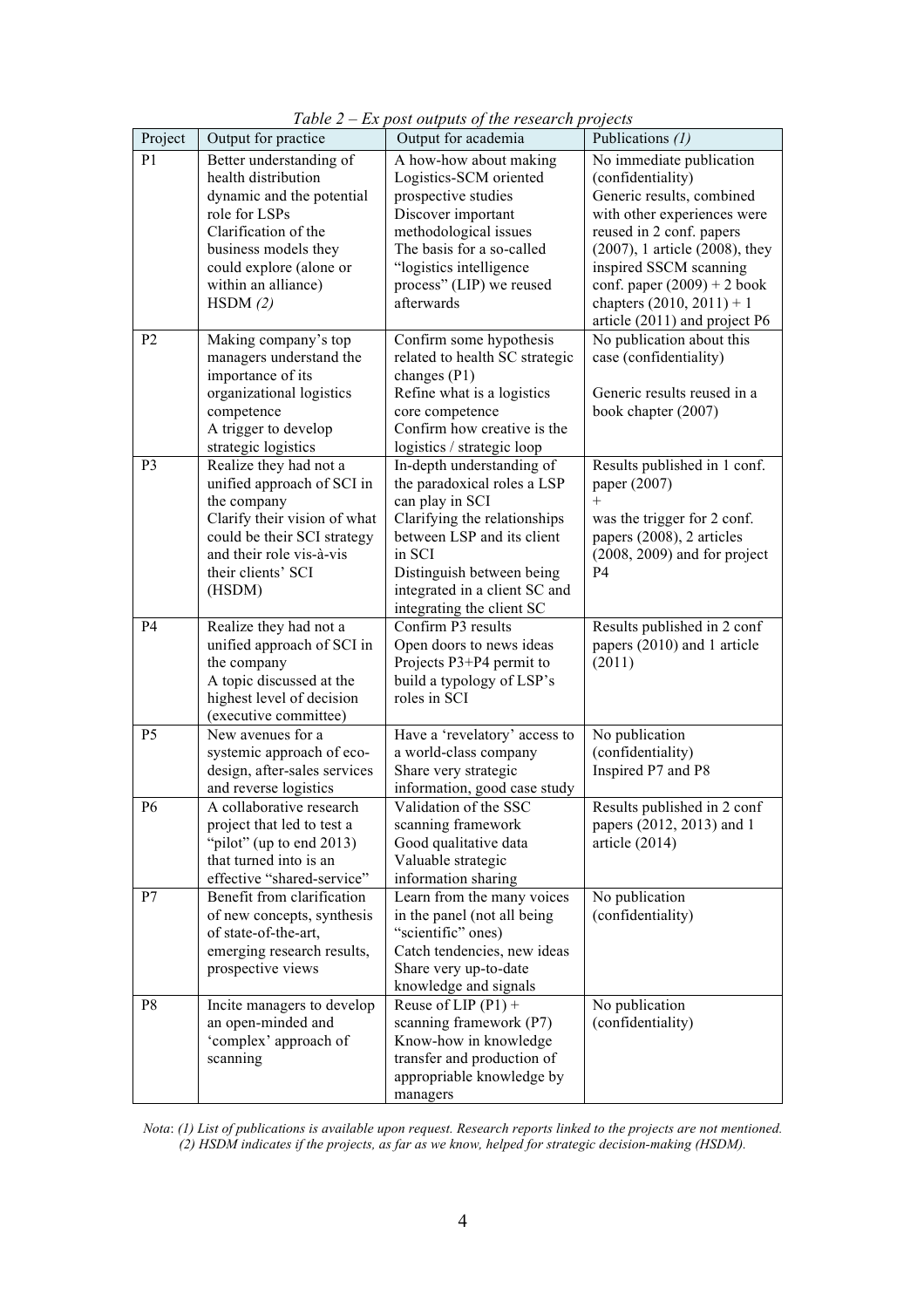*Table 2 – Ex post outputs of the research projects*

| Project | Output for practice | Output for academia | Publications *(1)* |
|---|---|---|---|
| P1 | Better understanding of health distribution dynamic and the potential role for LSPs<br>Clarification of the business models they could explore (alone or within an alliance)<br>HSDM *(2)* | A how-how about making Logistics-SCM oriented prospective studies<br>Discover important methodological issues<br>The basis for a so-called "logistics intelligence process" (LIP) we reused afterwards | No immediate publication (confidentiality)<br>Generic results, combined with other experiences were reused in 2 conf. papers (2007), 1 article (2008), they inspired SSCM scanning conf. paper (2009) + 2 book chapters (2010, 2011) + 1 article (2011) and project P6 |
| P2 | Making company's top managers understand the importance of its organizational logistics competence<br>A trigger to develop strategic logistics | Confirm some hypothesis related to health SC strategic changes (P1)<br>Refine what is a logistics core competence<br>Confirm how creative is the logistics / strategic loop | No publication about this case (confidentiality)<br><br>Generic results reused in a book chapter (2007) |
| P3 | Realize they had not a unified approach of SCI in the company<br>Clarify their vision of what could be their SCI strategy and their role vis-à-vis their clients' SCI<br>(HSDM) | In-depth understanding of the paradoxical roles a LSP can play in SCI<br>Clarifying the relationships between LSP and its client in SCI<br>Distinguish between being integrated in a client SC and integrating the client SC | Results published in 1 conf. paper (2007)<br>+<br>was the trigger for 2 conf. papers (2008), 2 articles (2008, 2009) and for project P4 |
| P4 | Realize they had not a unified approach of SCI in the company<br>A topic discussed at the highest level of decision (executive committee) | Confirm P3 results<br>Open doors to news ideas<br>Projects P3+P4 permit to build a typology of LSP's roles in SCI | Results published in 2 conf papers (2010) and 1 article (2011) |
| P5 | New avenues for a systemic approach of eco-design, after-sales services and reverse logistics | Have a 'revelatory' access to a world-class company<br>Share very strategic information, good case study | No publication (confidentiality)<br>Inspired P7 and P8 |
| P6 | A collaborative research project that led to test a "pilot" (up to end 2013) that turned into is an effective "shared-service" | Validation of the SSC scanning framework<br>Good qualitative data<br>Valuable strategic information sharing | Results published in 2 conf papers (2012, 2013) and 1 article (2014) |
| P7 | Benefit from clarification of new concepts, synthesis of state-of-the-art, emerging research results, prospective views | Learn from the many voices in the panel (not all being "scientific" ones)<br>Catch tendencies, new ideas<br>Share very up-to-date knowledge and signals | No publication (confidentiality) |
| P8 | Incite managers to develop an open-minded and 'complex' approach of scanning | Reuse of LIP (P1) + scanning framework (P7)<br>Know-how in knowledge transfer and production of appropriable knowledge by managers | No publication (confidentiality) |

*Nota: (1) List of publications is available upon request. Research reports linked to the projects are not mentioned.*
*(2) HSDM indicates if the projects, as far as we know, helped for strategic decision-making (HSDM).*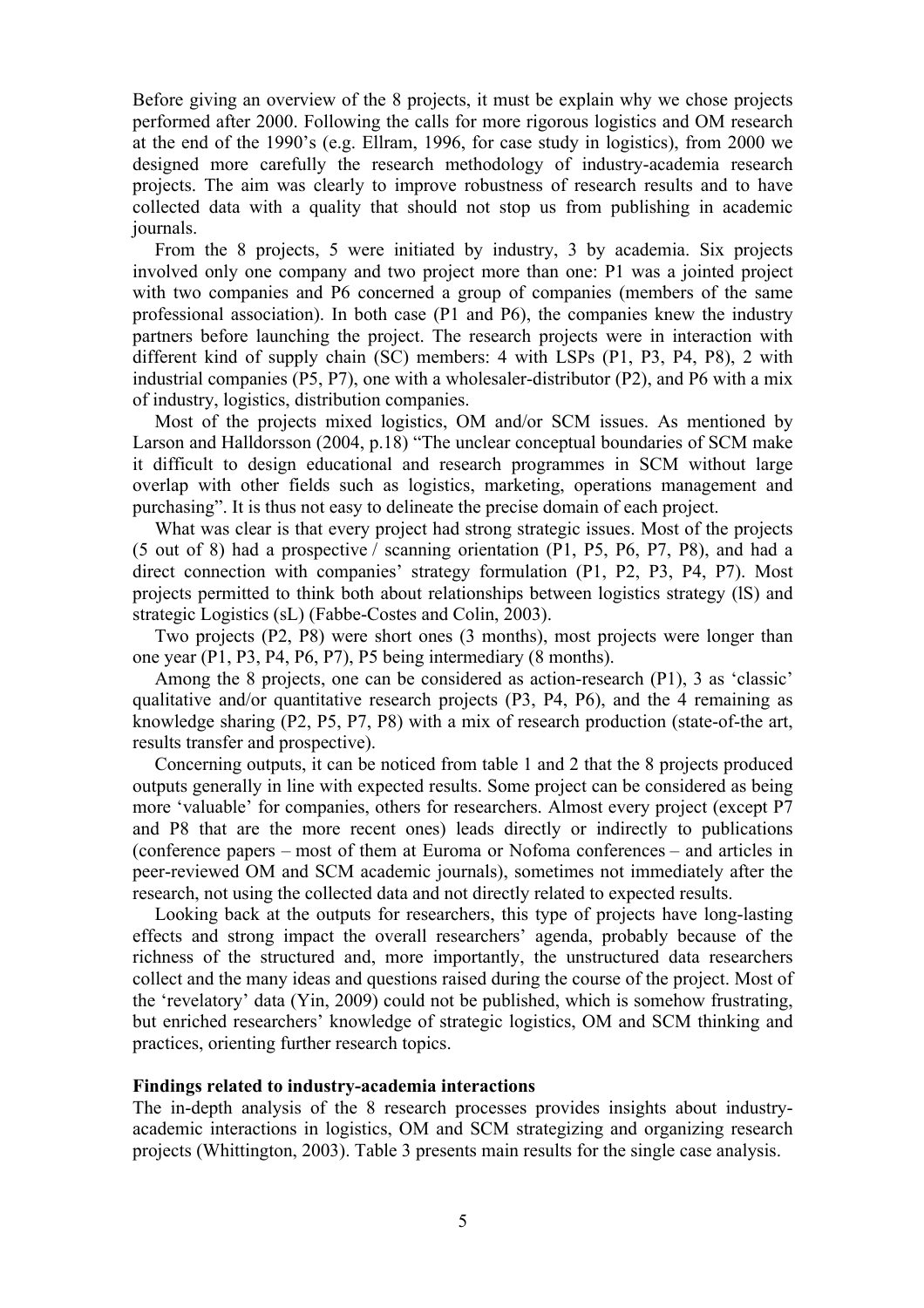Before giving an overview of the 8 projects, it must be explain why we chose projects performed after 2000. Following the calls for more rigorous logistics and OM research at the end of the 1990's (e.g. Ellram, 1996, for case study in logistics), from 2000 we designed more carefully the research methodology of industry-academia research projects. The aim was clearly to improve robustness of research results and to have collected data with a quality that should not stop us from publishing in academic journals.

From the 8 projects, 5 were initiated by industry, 3 by academia. Six projects involved only one company and two project more than one: P1 was a jointed project with two companies and P6 concerned a group of companies (members of the same professional association). In both case (P1 and P6), the companies knew the industry partners before launching the project. The research projects were in interaction with different kind of supply chain (SC) members: 4 with LSPs (P1, P3, P4, P8), 2 with industrial companies (P5, P7), one with a wholesaler-distributor (P2), and P6 with a mix of industry, logistics, distribution companies.

Most of the projects mixed logistics, OM and/or SCM issues. As mentioned by Larson and Halldorsson (2004, p.18) "The unclear conceptual boundaries of SCM make it difficult to design educational and research programmes in SCM without large overlap with other fields such as logistics, marketing, operations management and purchasing". It is thus not easy to delineate the precise domain of each project.

What was clear is that every project had strong strategic issues. Most of the projects (5 out of 8) had a prospective / scanning orientation (P1, P5, P6, P7, P8), and had a direct connection with companies' strategy formulation (P1, P2, P3, P4, P7). Most projects permitted to think both about relationships between logistics strategy (lS) and strategic Logistics (sL) (Fabbe-Costes and Colin, 2003).

Two projects (P2, P8) were short ones (3 months), most projects were longer than one year (P1, P3, P4, P6, P7), P5 being intermediary (8 months).

Among the 8 projects, one can be considered as action-research (P1), 3 as 'classic' qualitative and/or quantitative research projects (P3, P4, P6), and the 4 remaining as knowledge sharing (P2, P5, P7, P8) with a mix of research production (state-of-the art, results transfer and prospective).

Concerning outputs, it can be noticed from table 1 and 2 that the 8 projects produced outputs generally in line with expected results. Some project can be considered as being more 'valuable' for companies, others for researchers. Almost every project (except P7 and P8 that are the more recent ones) leads directly or indirectly to publications (conference papers – most of them at Euroma or Nofoma conferences – and articles in peer-reviewed OM and SCM academic journals), sometimes not immediately after the research, not using the collected data and not directly related to expected results.

Looking back at the outputs for researchers, this type of projects have long-lasting effects and strong impact the overall researchers' agenda, probably because of the richness of the structured and, more importantly, the unstructured data researchers collect and the many ideas and questions raised during the course of the project. Most of the 'revelatory' data (Yin, 2009) could not be published, which is somehow frustrating, but enriched researchers' knowledge of strategic logistics, OM and SCM thinking and practices, orienting further research topics.

**Findings related to industry-academia interactions**

The in-depth analysis of the 8 research processes provides insights about industry-academic interactions in logistics, OM and SCM strategizing and organizing research projects (Whittington, 2003). Table 3 presents main results for the single case analysis.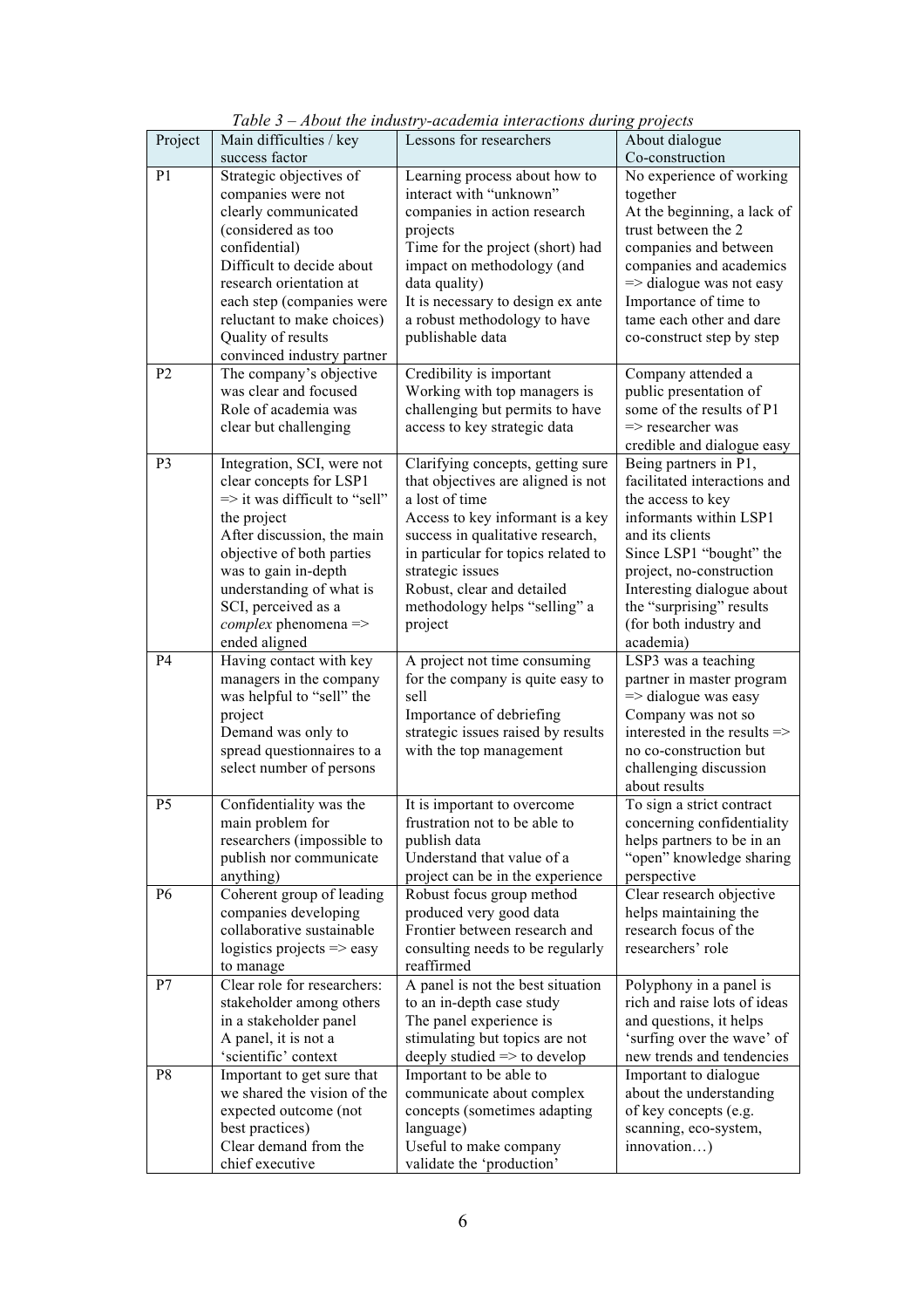*Table 3 – About the industry-academia interactions during projects*

| Project | Main difficulties / key success factor | Lessons for researchers | About dialogue Co-construction |
|---|---|---|---|
| P1 | Strategic objectives of companies were not clearly communicated (considered as too confidential) Difficult to decide about research orientation at each step (companies were reluctant to make choices) Quality of results convinced industry partner | Learning process about how to interact with "unknown" companies in action research projects Time for the project (short) had impact on methodology (and data quality) It is necessary to design ex ante a robust methodology to have publishable data | No experience of working together At the beginning, a lack of trust between the 2 companies and between companies and academics => dialogue was not easy Importance of time to tame each other and dare co-construct step by step |
| P2 | The company's objective was clear and focused Role of academia was clear but challenging | Credibility is important Working with top managers is challenging but permits to have access to key strategic data | Company attended a public presentation of some of the results of P1 => researcher was credible and dialogue easy |
| P3 | Integration, SCI, were not clear concepts for LSP1 => it was difficult to "sell" the project After discussion, the main objective of both parties was to gain in-depth understanding of what is SCI, perceived as a *complex* phenomena => ended aligned | Clarifying concepts, getting sure that objectives are aligned is not a lost of time Access to key informant is a key success in qualitative research, in particular for topics related to strategic issues Robust, clear and detailed methodology helps "selling" a project | Being partners in P1, facilitated interactions and the access to key informants within LSP1 and its clients Since LSP1 "bought" the project, no-construction Interesting dialogue about the "surprising" results (for both industry and academia) |
| P4 | Having contact with key managers in the company was helpful to "sell" the project Demand was only to spread questionnaires to a select number of persons | A project not time consuming for the company is quite easy to sell Importance of debriefing strategic issues raised by results with the top management | LSP3 was a teaching partner in master program => dialogue was easy Company was not so interested in the results => no co-construction but challenging discussion about results |
| P5 | Confidentiality was the main problem for researchers (impossible to publish nor communicate anything) | It is important to overcome frustration not to be able to publish data Understand that value of a project can be in the experience | To sign a strict contract concerning confidentiality helps partners to be in an "open" knowledge sharing perspective |
| P6 | Coherent group of leading companies developing collaborative sustainable logistics projects => easy to manage | Robust focus group method produced very good data Frontier between research and consulting needs to be regularly reaffirmed | Clear research objective helps maintaining the research focus of the researchers' role |
| P7 | Clear role for researchers: stakeholder among others in a stakeholder panel A panel, it is not a 'scientific' context | A panel is not the best situation to an in-depth case study The panel experience is stimulating but topics are not deeply studied => to develop | Polyphony in a panel is rich and raise lots of ideas and questions, it helps 'surfing over the wave' of new trends and tendencies |
| P8 | Important to get sure that we shared the vision of the expected outcome (not best practices) Clear demand from the chief executive | Important to be able to communicate about complex concepts (sometimes adapting language) Useful to make company validate the 'production' | Important to dialogue about the understanding of key concepts (e.g. scanning, eco-system, innovation…) |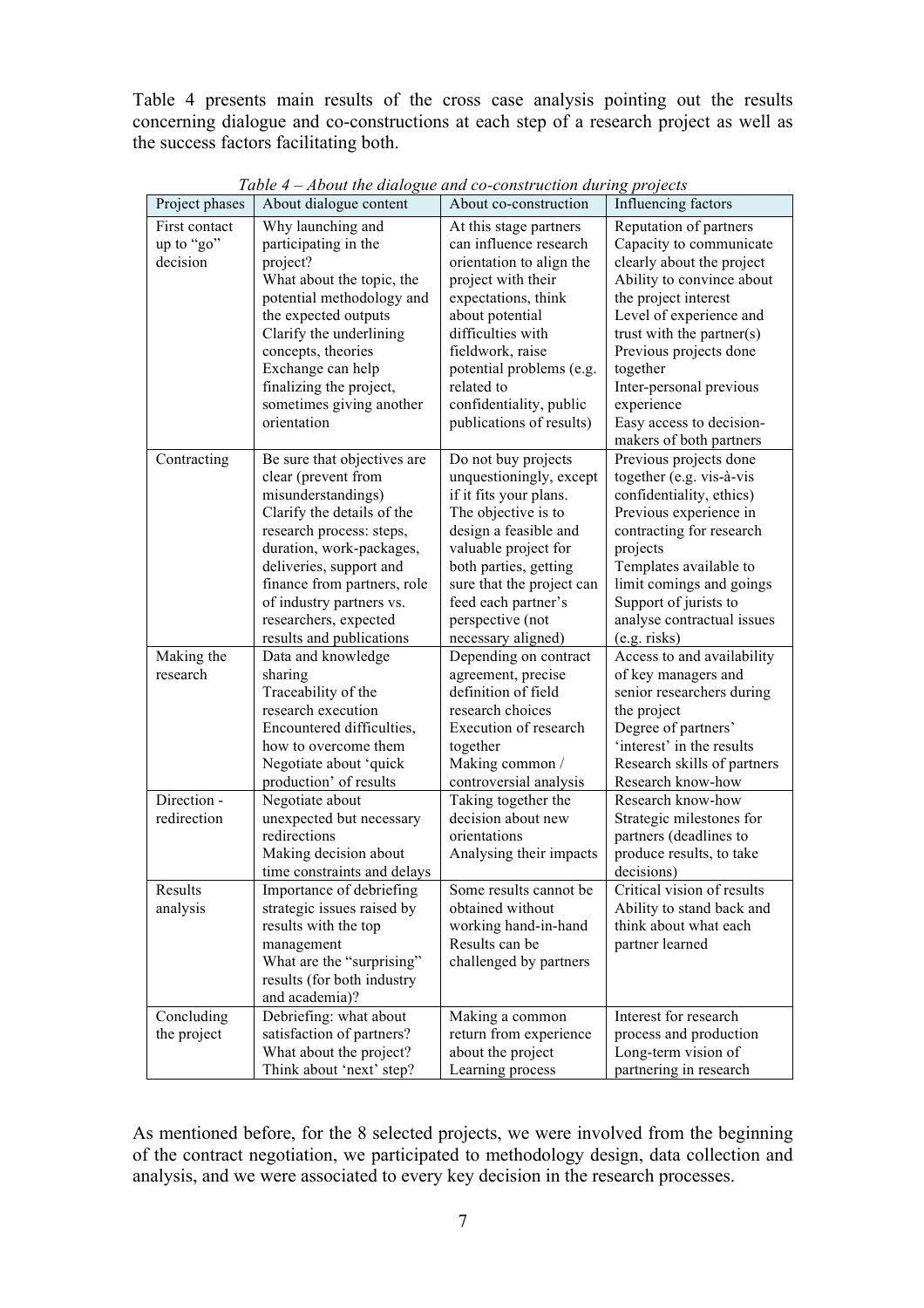Table 4 presents main results of the cross case analysis pointing out the results concerning dialogue and co-constructions at each step of a research project as well as the success factors facilitating both.

*Table 4 – About the dialogue and co-construction during projects*

| Project phases | About dialogue content | About co-construction | Influencing factors |
|---|---|---|---|
| First contact up to "go" decision | Why launching and participating in the project? What about the topic, the potential methodology and the expected outputs Clarify the underlining concepts, theories Exchange can help finalizing the project, sometimes giving another orientation | At this stage partners can influence research orientation to align the project with their expectations, think about potential difficulties with fieldwork, raise potential problems (e.g. related to confidentiality, public publications of results) | Reputation of partners Capacity to communicate clearly about the project Ability to convince about the project interest Level of experience and trust with the partner(s) Previous projects done together Inter-personal previous experience Easy access to decision-makers of both partners |
| Contracting | Be sure that objectives are clear (prevent from misunderstandings) Clarify the details of the research process: steps, duration, work-packages, deliveries, support and finance from partners, role of industry partners vs. researchers, expected results and publications | Do not buy projects unquestioningly, except if it fits your plans. The objective is to design a feasible and valuable project for both parties, getting sure that the project can feed each partner's perspective (not necessary aligned) | Previous projects done together (e.g. vis-à-vis confidentiality, ethics) Previous experience in contracting for research projects Templates available to limit comings and goings Support of jurists to analyse contractual issues (e.g. risks) |
| Making the research | Data and knowledge sharing Traceability of the research execution Encountered difficulties, how to overcome them Negotiate about 'quick production' of results | Depending on contract agreement, precise definition of field research choices Execution of research together Making common / controversial analysis | Access to and availability of key managers and senior researchers during the project Degree of partners' 'interest' in the results Research skills of partners Research know-how |
| Direction - redirection | Negotiate about unexpected but necessary redirections Making decision about time constraints and delays | Taking together the decision about new orientations Analysing their impacts | Research know-how Strategic milestones for partners (deadlines to produce results, to take decisions) |
| Results analysis | Importance of debriefing strategic issues raised by results with the top management What are the "surprising" results (for both industry and academia)? | Some results cannot be obtained without working hand-in-hand Results can be challenged by partners | Critical vision of results Ability to stand back and think about what each partner learned |
| Concluding the project | Debriefing: what about satisfaction of partners? What about the project? Think about 'next' step? | Making a common return from experience about the project Learning process | Interest for research process and production Long-term vision of partnering in research |

As mentioned before, for the 8 selected projects, we were involved from the beginning of the contract negotiation, we participated to methodology design, data collection and analysis, and we were associated to every key decision in the research processes.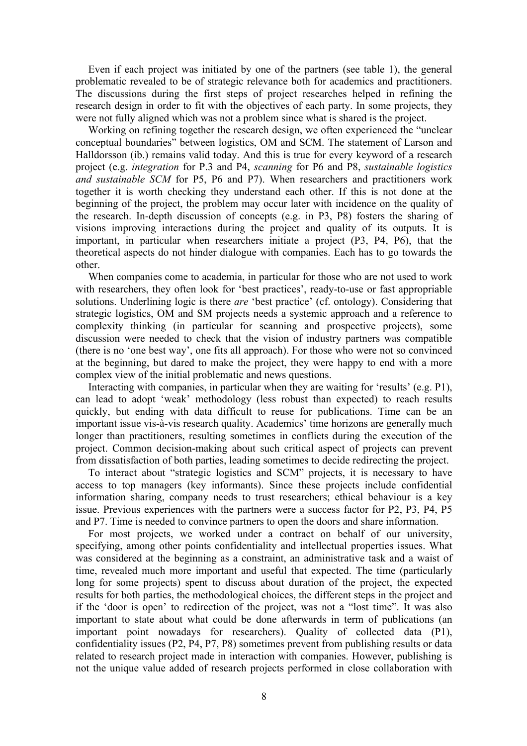Even if each project was initiated by one of the partners (see table 1), the general problematic revealed to be of strategic relevance both for academics and practitioners. The discussions during the first steps of project researches helped in refining the research design in order to fit with the objectives of each party. In some projects, they were not fully aligned which was not a problem since what is shared is the project.

Working on refining together the research design, we often experienced the "unclear conceptual boundaries" between logistics, OM and SCM. The statement of Larson and Halldorsson (ib.) remains valid today. And this is true for every keyword of a research project (e.g. *integration* for P.3 and P4, *scanning* for P6 and P8, *sustainable logistics and sustainable SCM* for P5, P6 and P7). When researchers and practitioners work together it is worth checking they understand each other. If this is not done at the beginning of the project, the problem may occur later with incidence on the quality of the research. In-depth discussion of concepts (e.g. in P3, P8) fosters the sharing of visions improving interactions during the project and quality of its outputs. It is important, in particular when researchers initiate a project (P3, P4, P6), that the theoretical aspects do not hinder dialogue with companies. Each has to go towards the other.

When companies come to academia, in particular for those who are not used to work with researchers, they often look for 'best practices', ready-to-use or fast appropriable solutions. Underlining logic is there *are* 'best practice' (cf. ontology). Considering that strategic logistics, OM and SM projects needs a systemic approach and a reference to complexity thinking (in particular for scanning and prospective projects), some discussion were needed to check that the vision of industry partners was compatible (there is no 'one best way', one fits all approach). For those who were not so convinced at the beginning, but dared to make the project, they were happy to end with a more complex view of the initial problematic and news questions.

Interacting with companies, in particular when they are waiting for 'results' (e.g. P1), can lead to adopt 'weak' methodology (less robust than expected) to reach results quickly, but ending with data difficult to reuse for publications. Time can be an important issue vis-à-vis research quality. Academics' time horizons are generally much longer than practitioners, resulting sometimes in conflicts during the execution of the project. Common decision-making about such critical aspect of projects can prevent from dissatisfaction of both parties, leading sometimes to decide redirecting the project.

To interact about "strategic logistics and SCM" projects, it is necessary to have access to top managers (key informants). Since these projects include confidential information sharing, company needs to trust researchers; ethical behaviour is a key issue. Previous experiences with the partners were a success factor for P2, P3, P4, P5 and P7. Time is needed to convince partners to open the doors and share information.

For most projects, we worked under a contract on behalf of our university, specifying, among other points confidentiality and intellectual properties issues. What was considered at the beginning as a constraint, an administrative task and a waist of time, revealed much more important and useful that expected. The time (particularly long for some projects) spent to discuss about duration of the project, the expected results for both parties, the methodological choices, the different steps in the project and if the 'door is open' to redirection of the project, was not a "lost time". It was also important to state about what could be done afterwards in term of publications (an important point nowadays for researchers). Quality of collected data (P1), confidentiality issues (P2, P4, P7, P8) sometimes prevent from publishing results or data related to research project made in interaction with companies. However, publishing is not the unique value added of research projects performed in close collaboration with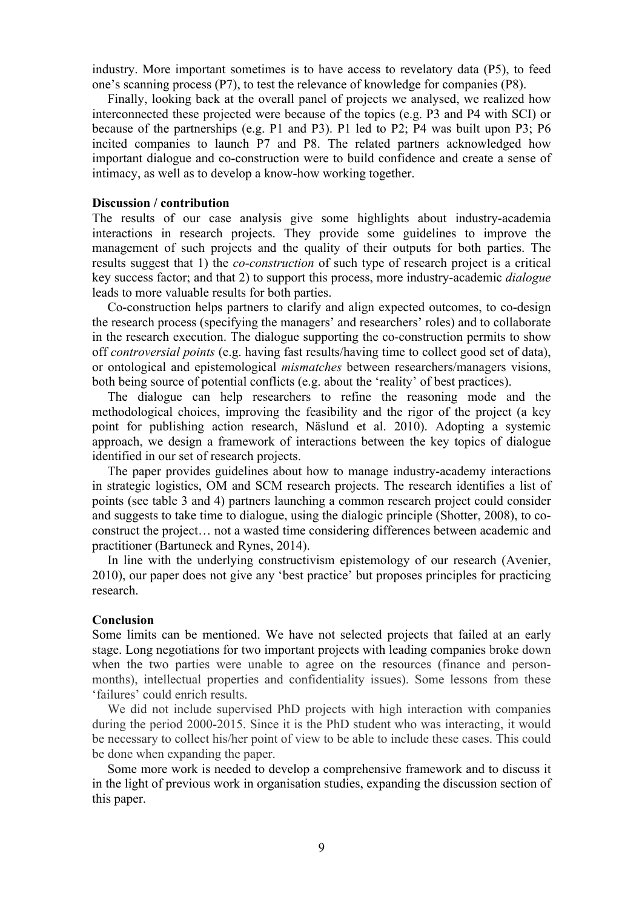industry. More important sometimes is to have access to revelatory data (P5), to feed one's scanning process (P7), to test the relevance of knowledge for companies (P8).

Finally, looking back at the overall panel of projects we analysed, we realized how interconnected these projected were because of the topics (e.g. P3 and P4 with SCI) or because of the partnerships (e.g. P1 and P3). P1 led to P2; P4 was built upon P3; P6 incited companies to launch P7 and P8. The related partners acknowledged how important dialogue and co-construction were to build confidence and create a sense of intimacy, as well as to develop a know-how working together.

**Discussion / contribution**

The results of our case analysis give some highlights about industry-academia interactions in research projects. They provide some guidelines to improve the management of such projects and the quality of their outputs for both parties. The results suggest that 1) the *co-construction* of such type of research project is a critical key success factor; and that 2) to support this process, more industry-academic *dialogue* leads to more valuable results for both parties.

Co-construction helps partners to clarify and align expected outcomes, to co-design the research process (specifying the managers' and researchers' roles) and to collaborate in the research execution. The dialogue supporting the co-construction permits to show off *controversial points* (e.g. having fast results/having time to collect good set of data), or ontological and epistemological *mismatches* between researchers/managers visions, both being source of potential conflicts (e.g. about the 'reality' of best practices).

The dialogue can help researchers to refine the reasoning mode and the methodological choices, improving the feasibility and the rigor of the project (a key point for publishing action research, Näslund et al. 2010). Adopting a systemic approach, we design a framework of interactions between the key topics of dialogue identified in our set of research projects.

The paper provides guidelines about how to manage industry-academy interactions in strategic logistics, OM and SCM research projects. The research identifies a list of points (see table 3 and 4) partners launching a common research project could consider and suggests to take time to dialogue, using the dialogic principle (Shotter, 2008), to co-construct the project… not a wasted time considering differences between academic and practitioner (Bartuneck and Rynes, 2014).

In line with the underlying constructivism epistemology of our research (Avenier, 2010), our paper does not give any 'best practice' but proposes principles for practicing research.

**Conclusion**

Some limits can be mentioned. We have not selected projects that failed at an early stage. Long negotiations for two important projects with leading companies broke down when the two parties were unable to agree on the resources (finance and person-months), intellectual properties and confidentiality issues). Some lessons from these 'failures' could enrich results.

We did not include supervised PhD projects with high interaction with companies during the period 2000-2015. Since it is the PhD student who was interacting, it would be necessary to collect his/her point of view to be able to include these cases. This could be done when expanding the paper.

Some more work is needed to develop a comprehensive framework and to discuss it in the light of previous work in organisation studies, expanding the discussion section of this paper.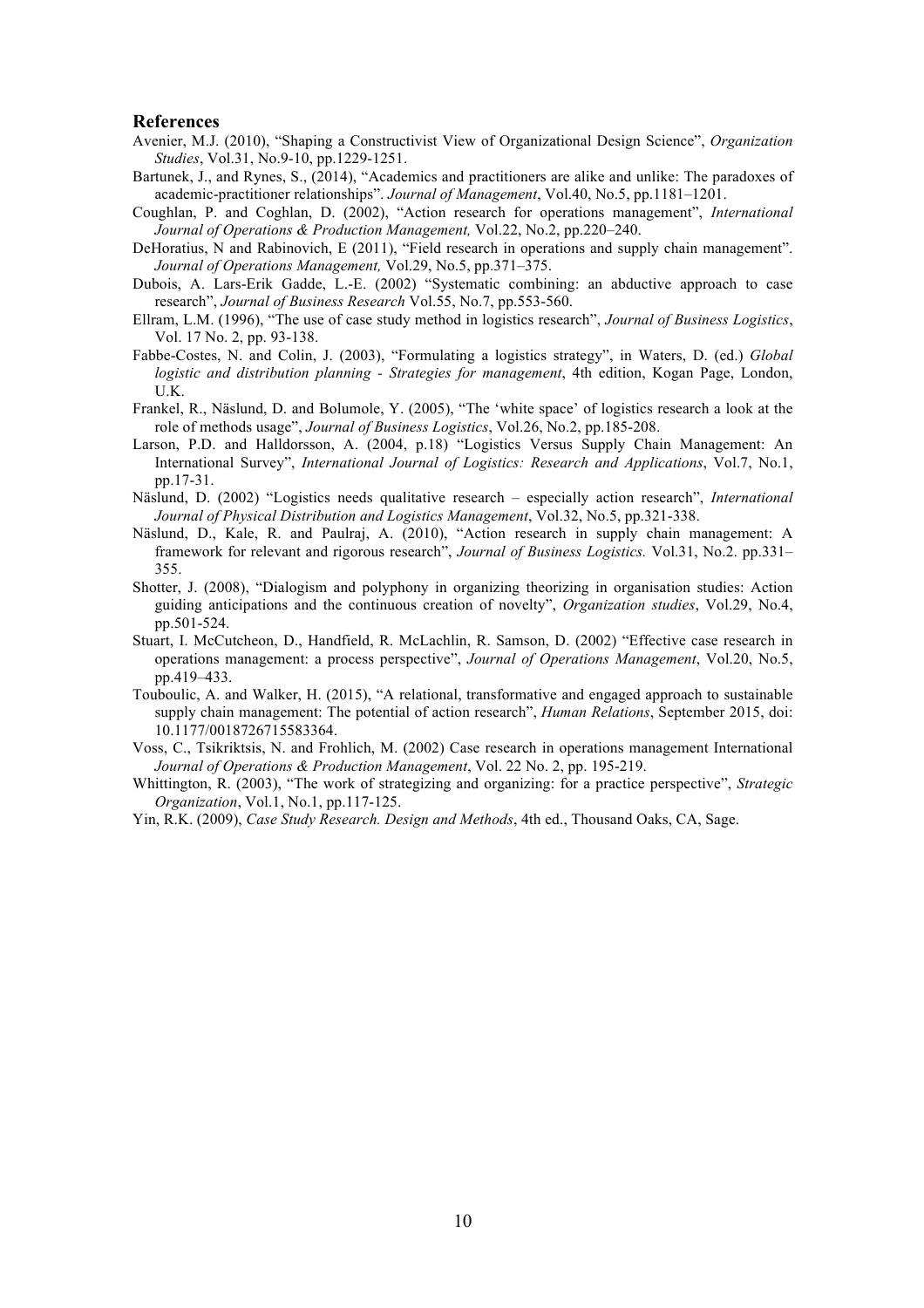## References

Avenier, M.J. (2010), “Shaping a Constructivist View of Organizational Design Science”, *Organization Studies*, Vol.31, No.9-10, pp.1229-1251.

Bartunek, J., and Rynes, S., (2014), “Academics and practitioners are alike and unlike: The paradoxes of academic-practitioner relationships”. *Journal of Management*, Vol.40, No.5, pp.1181–1201.

Coughlan, P. and Coghlan, D. (2002), “Action research for operations management”, *International Journal of Operations & Production Management,* Vol.22, No.2, pp.220–240.

DeHoratius, N and Rabinovich, E (2011), “Field research in operations and supply chain management”. *Journal of Operations Management,* Vol.29, No.5, pp.371–375.

Dubois, A. Lars-Erik Gadde, L.-E. (2002) “Systematic combining: an abductive approach to case research”, *Journal of Business Research* Vol.55, No.7, pp.553-560.

Ellram, L.M. (1996), “The use of case study method in logistics research”, *Journal of Business Logistics*, Vol. 17 No. 2, pp. 93-138.

Fabbe-Costes, N. and Colin, J. (2003), “Formulating a logistics strategy”, in Waters, D. (ed.) *Global logistic and distribution planning - Strategies for management*, 4th edition, Kogan Page, London, U.K.

Frankel, R., Näslund, D. and Bolumole, Y. (2005), “The ‘white space’ of logistics research a look at the role of methods usage”, *Journal of Business Logistics*, Vol.26, No.2, pp.185-208.

Larson, P.D. and Halldorsson, A. (2004, p.18) “Logistics Versus Supply Chain Management: An International Survey”, *International Journal of Logistics: Research and Applications*, Vol.7, No.1, pp.17-31.

Näslund, D. (2002) “Logistics needs qualitative research – especially action research”, *International Journal of Physical Distribution and Logistics Management*, Vol.32, No.5, pp.321-338.

Näslund, D., Kale, R. and Paulraj, A. (2010), “Action research in supply chain management: A framework for relevant and rigorous research”, *Journal of Business Logistics.* Vol.31, No.2. pp.331–355.

Shotter, J. (2008), “Dialogism and polyphony in organizing theorizing in organisation studies: Action guiding anticipations and the continuous creation of novelty”, *Organization studies*, Vol.29, No.4, pp.501-524.

Stuart, I. McCutcheon, D., Handfield, R. McLachlin, R. Samson, D. (2002) “Effective case research in operations management: a process perspective”, *Journal of Operations Management*, Vol.20, No.5, pp.419–433.

Touboulic, A. and Walker, H. (2015), “A relational, transformative and engaged approach to sustainable supply chain management: The potential of action research”, *Human Relations*, September 2015, doi: 10.1177/0018726715583364.

Voss, C., Tsikriktsis, N. and Frohlich, M. (2002) Case research in operations management International *Journal of Operations & Production Management*, Vol. 22 No. 2, pp. 195-219.

Whittington, R. (2003), “The work of strategizing and organizing: for a practice perspective”, *Strategic Organization*, Vol.1, No.1, pp.117-125.

Yin, R.K. (2009), *Case Study Research. Design and Methods*, 4th ed., Thousand Oaks, CA, Sage.